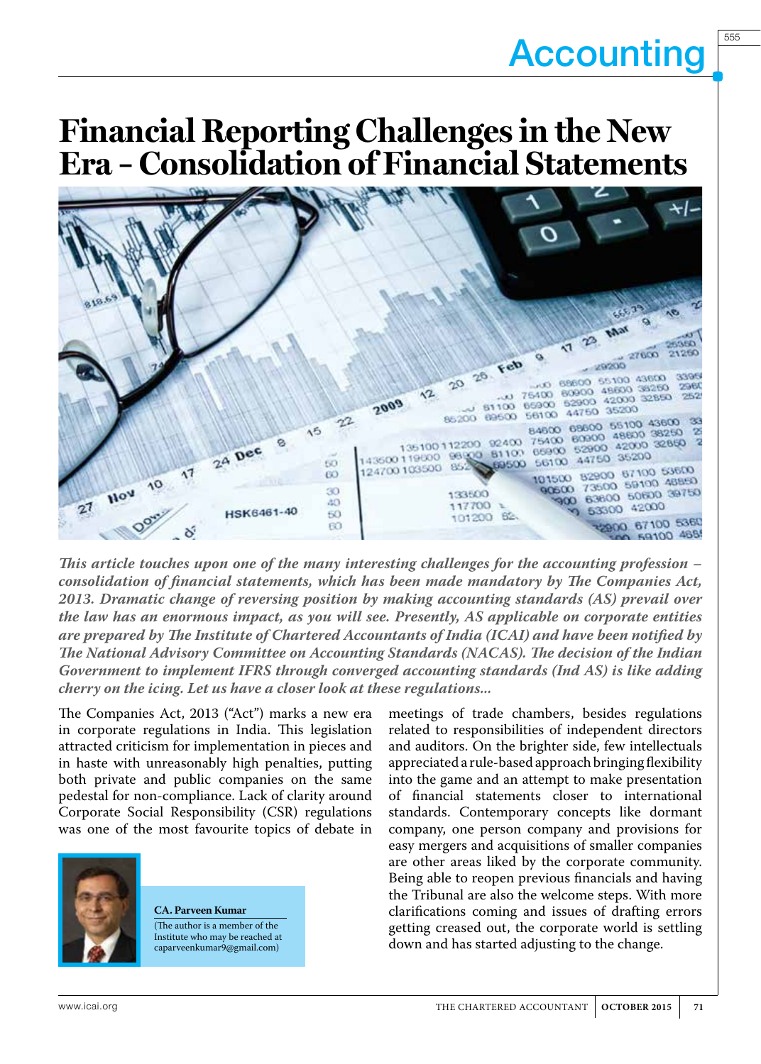Accounting

# Financial Reporting Challenges in the New Era – Consolidation of Financial Statements

***This article touches upon one of the many interesting challenges for the accounting profession – consolidation of financial statements, which has been made mandatory by The Companies Act, 2013. Dramatic change of reversing position by making accounting standards (AS) prevail over the law has an enormous impact, as you will see. Presently, AS applicable on corporate entities are prepared by The Institute of Chartered Accountants of India (ICAI) and have been notified by The National Advisory Committee on Accounting Standards (NACAS). The decision of the Indian Government to implement IFRS through converged accounting standards (Ind AS) is like adding cherry on the icing. Let us have a closer look at these regulations...***

The Companies Act, 2013 ("Act") marks a new era in corporate regulations in India. This legislation attracted criticism for implementation in pieces and in haste with unreasonably high penalties, putting both private and public companies on the same pedestal for non-compliance. Lack of clarity around Corporate Social Responsibility (CSR) regulations was one of the most favourite topics of debate in meetings of trade chambers, besides regulations related to responsibilities of independent directors and auditors. On the brighter side, few intellectuals appreciated a rule-based approach bringing flexibility into the game and an attempt to make presentation of financial statements closer to international standards. Contemporary concepts like dormant company, one person company and provisions for easy mergers and acquisitions of smaller companies are other areas liked by the corporate community. Being able to reopen previous financials and having the Tribunal are also the welcome steps. With more clarifications coming and issues of drafting errors getting creased out, the corporate world is settling down and has started adjusting to the change.

**CA. Parveen Kumar**

(The author is a member of the Institute who may be reached at caparveenkumar9@gmail.com)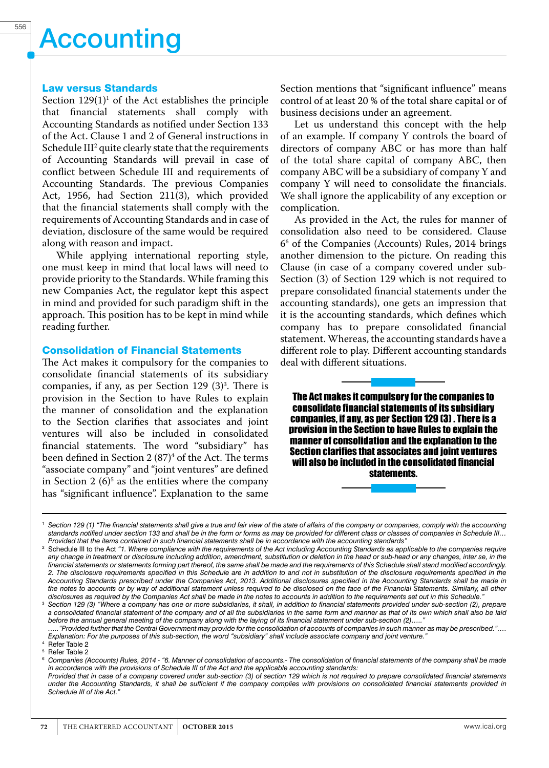# Accounting

## Law versus Standards

Section 129(1)[1] of the Act establishes the principle that financial statements shall comply with Accounting Standards as notified under Section 133 of the Act. Clause 1 and 2 of General instructions in Schedule III[2] quite clearly state that the requirements of Accounting Standards will prevail in case of conflict between Schedule III and requirements of Accounting Standards. The previous Companies Act, 1956, had Section 211(3), which provided that the financial statements shall comply with the requirements of Accounting Standards and in case of deviation, disclosure of the same would be required along with reason and impact.

While applying international reporting style, one must keep in mind that local laws will need to provide priority to the Standards. While framing this new Companies Act, the regulator kept this aspect in mind and provided for such paradigm shift in the approach. This position has to be kept in mind while reading further.

## Consolidation of Financial Statements

The Act makes it compulsory for the companies to consolidate financial statements of its subsidiary companies, if any, as per Section 129 (3)[3]. There is provision in the Section to have Rules to explain the manner of consolidation and the explanation to the Section clarifies that associates and joint ventures will also be included in consolidated financial statements. The word "subsidiary" has been defined in Section 2 (87)[4] of the Act. The terms "associate company" and "joint ventures" are defined in Section 2 (6)[5] as the entities where the company has "significant influence". Explanation to the same Section mentions that "significant influence" means control of at least 20 % of the total share capital or of business decisions under an agreement.

Let us understand this concept with the help of an example. If company Y controls the board of directors of company ABC or has more than half of the total share capital of company ABC, then company ABC will be a subsidiary of company Y and company Y will need to consolidate the financials. We shall ignore the applicability of any exception or complication.

As provided in the Act, the rules for manner of consolidation also need to be considered. Clause 6[6] of the Companies (Accounts) Rules, 2014 brings another dimension to the picture. On reading this Clause (in case of a company covered under sub-Section (3) of Section 129 which is not required to prepare consolidated financial statements under the accounting standards), one gets an impression that it is the accounting standards, which defines which company has to prepare consolidated financial statement. Whereas, the accounting standards have a different role to play. Different accounting standards deal with different situations.

**The Act makes it compulsory for the companies to consolidate financial statements of its subsidiary companies, if any, as per Section 129 (3) . There is a provision in the Section to have Rules to explain the manner of consolidation and the explanation to the Section clarifies that associates and joint ventures will also be included in the consolidated financial statements.**

---

[1] Section 129 (1) *"The financial statements shall give a true and fair view of the state of affairs of the company or companies, comply with the accounting standards notified under section 133 and shall be in the form or forms as may be provided for different class or classes of companies in Schedule III… Provided that the items contained in such financial statements shall be in accordance with the accounting standards"*

[2] Schedule III to the Act *"1. Where compliance with the requirements of the Act including Accounting Standards as applicable to the companies require any change in treatment or disclosure including addition, amendment, substitution or deletion in the head or sub-head or any changes, inter se, in the financial statements or statements forming part thereof, the same shall be made and the requirements of this Schedule shall stand modified accordingly. 2. The disclosure requirements specified in this Schedule are in addition to and not in substitution of the disclosure requirements specified in the Accounting Standards prescribed under the Companies Act, 2013. Additional disclosures specified in the Accounting Standards shall be made in the notes to accounts or by way of additional statement unless required to be disclosed on the face of the Financial Statements. Similarly, all other disclosures as required by the Companies Act shall be made in the notes to accounts in addition to the requirements set out in this Schedule."*

[3] *Section 129 (3) "Where a company has one or more subsidiaries, it shall, in addition to financial statements provided under sub-section (2), prepare a consolidated financial statement of the company and of all the subsidiaries in the same form and manner as that of its own which shall also be laid before the annual general meeting of the company along with the laying of its financial statement under sub-section (2)….." ….."Provided further that the Central Government may provide for the consolidation of accounts of companies in such manner as may be prescribed."…. Explanation: For the purposes of this sub-section, the word "subsidiary" shall include associate company and joint venture."*

[4] Refer Table 2

[5] Refer Table 2

[6] *Companies (Accounts) Rules, 2014 - "6. Manner of consolidation of accounts.- The consolidation of financial statements of the company shall be made in accordance with the provisions of Schedule III of the Act and the applicable accounting standards: Provided that in case of a company covered under sub-section (3) of section 129 which is not required to prepare consolidated financial statements under the Accounting Standards, it shall be sufficient if the company complies with provisions on consolidated financial statements provided in Schedule III of the Act."*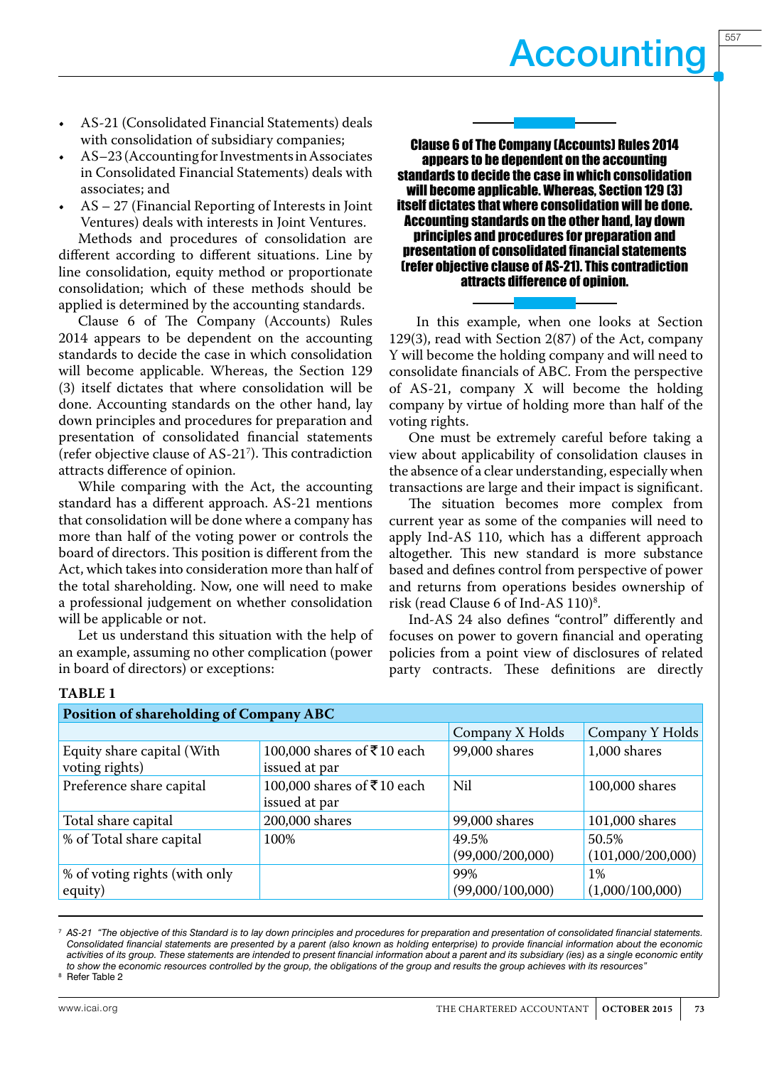- AS-21 (Consolidated Financial Statements) deals with consolidation of subsidiary companies;
- AS–23 (Accounting for Investments in Associates in Consolidated Financial Statements) deals with associates; and
- AS – 27 (Financial Reporting of Interests in Joint Ventures) deals with interests in Joint Ventures.

Methods and procedures of consolidation are different according to different situations. Line by line consolidation, equity method or proportionate consolidation; which of these methods should be applied is determined by the accounting standards.

Clause 6 of The Company (Accounts) Rules 2014 appears to be dependent on the accounting standards to decide the case in which consolidation will become applicable. Whereas, the Section 129 (3) itself dictates that where consolidation will be done. Accounting standards on the other hand, lay down principles and procedures for preparation and presentation of consolidated financial statements (refer objective clause of AS-21[7]). This contradiction attracts difference of opinion.

While comparing with the Act, the accounting standard has a different approach. AS-21 mentions that consolidation will be done where a company has more than half of the voting power or controls the board of directors. This position is different from the Act, which takes into consideration more than half of the total shareholding. Now, one will need to make a professional judgement on whether consolidation will be applicable or not.

Let us understand this situation with the help of an example, assuming no other complication (power in board of directors) or exceptions:

**Clause 6 of The Company (Accounts) Rules 2014 appears to be dependent on the accounting standards to decide the case in which consolidation will become applicable. Whereas, Section 129 (3) itself dictates that where consolidation will be done. Accounting standards on the other hand, lay down principles and procedures for preparation and presentation of consolidated financial statements (refer objective clause of AS-21). This contradiction attracts difference of opinion.**

In this example, when one looks at Section 129(3), read with Section 2(87) of the Act, company Y will become the holding company and will need to consolidate financials of ABC. From the perspective of AS-21, company X will become the holding company by virtue of holding more than half of the voting rights.

One must be extremely careful before taking a view about applicability of consolidation clauses in the absence of a clear understanding, especially when transactions are large and their impact is significant.

The situation becomes more complex from current year as some of the companies will need to apply Ind-AS 110, which has a different approach altogether. This new standard is more substance based and defines control from perspective of power and returns from operations besides ownership of risk (read Clause 6 of Ind-AS 110)[8].

Ind-AS 24 also defines "control" differently and focuses on power to govern financial and operating policies from a point view of disclosures of related party contracts. These definitions are directly

**TABLE 1**

| Position of shareholding of Company ABC | | | |
|---|---|---|---|
| | | Company X Holds | Company Y Holds |
| Equity share capital (With voting rights) | 100,000 shares of ₹10 each issued at par | 99,000 shares | 1,000 shares |
| Preference share capital | 100,000 shares of ₹10 each issued at par | Nil | 100,000 shares |
| Total share capital | 200,000 shares | 99,000 shares | 101,000 shares |
| % of Total share capital | 100% | 49.5% (99,000/200,000) | 50.5% (101,000/200,000) |
| % of voting rights (with only equity) | | 99% (99,000/100,000) | 1% (1,000/100,000) |

[7] *AS-21 "The objective of this Standard is to lay down principles and procedures for preparation and presentation of consolidated financial statements. Consolidated financial statements are presented by a parent (also known as holding enterprise) to provide financial information about the economic activities of its group. These statements are intended to present financial information about a parent and its subsidiary (ies) as a single economic entity to show the economic resources controlled by the group, the obligations of the group and results the group achieves with its resources"*

[8] Refer Table 2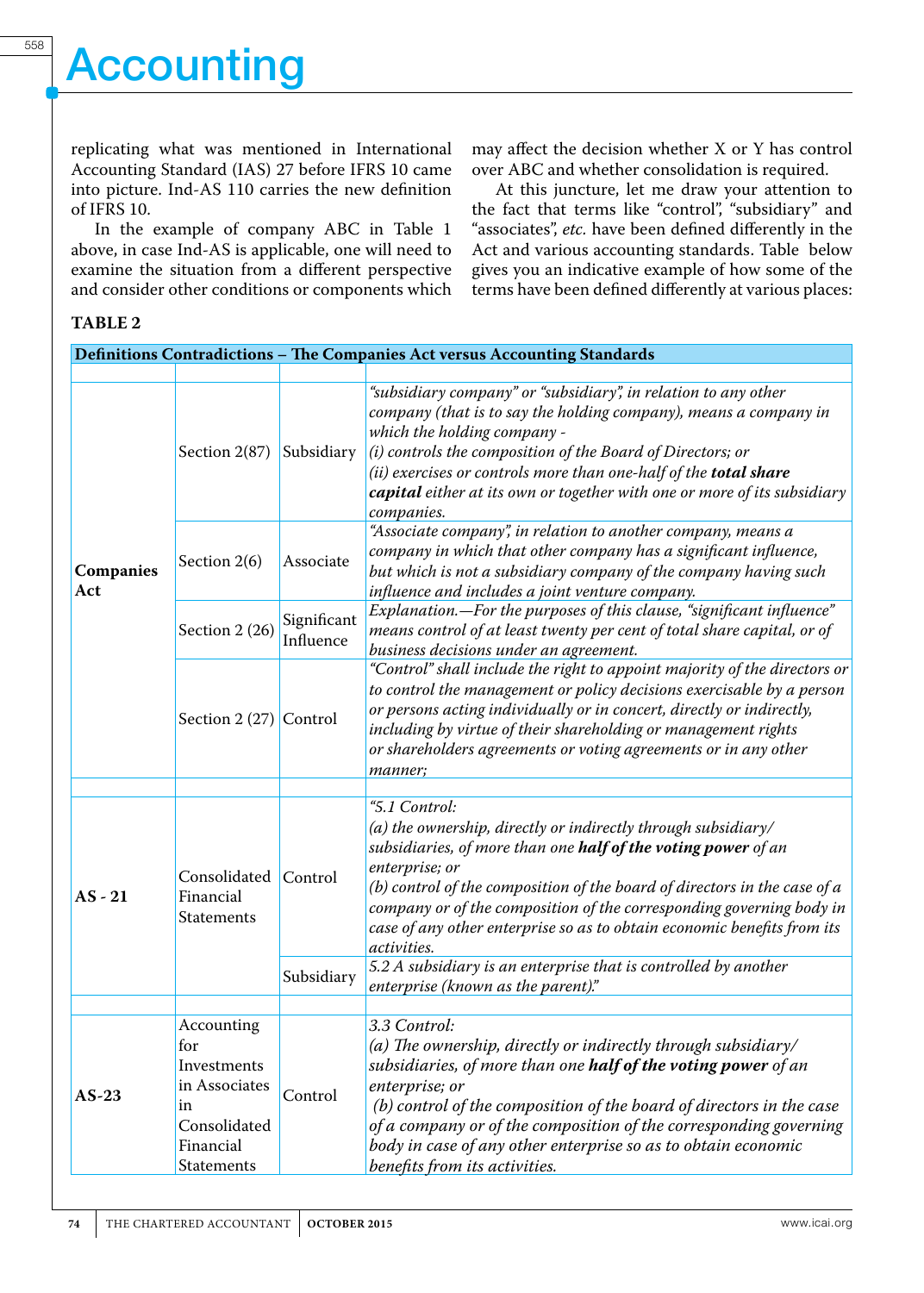replicating what was mentioned in International Accounting Standard (IAS) 27 before IFRS 10 came into picture. Ind-AS 110 carries the new definition of IFRS 10.

In the example of company ABC in Table 1 above, in case Ind-AS is applicable, one will need to examine the situation from a different perspective and consider other conditions or components which may affect the decision whether X or Y has control over ABC and whether consolidation is required.

At this juncture, let me draw your attention to the fact that terms like "control", "subsidiary" and "associates", *etc.* have been defined differently in the Act and various accounting standards. Table below gives you an indicative example of how some of the terms have been defined differently at various places:

**TABLE 2**

| **Definitions Contradictions – The Companies Act versus Accounting Standards** | | | |
|---|---|---|---|
| | | | |
| **Companies Act** | Section 2(87) | Subsidiary | *"subsidiary company" or "subsidiary", in relation to any other company (that is to say the holding company), means a company in which the holding company - (i) controls the composition of the Board of Directors; or (ii) exercises or controls more than one-half of the **total share capital** either at its own or together with one or more of its subsidiary companies.* |
| | Section 2(6) | Associate | *"Associate company", in relation to another company, means a company in which that other company has a significant influence, but which is not a subsidiary company of the company having such influence and includes a joint venture company.* |
| | Section 2 (26) | Significant Influence | *Explanation.—For the purposes of this clause, "significant influence" means control of at least twenty per cent of total share capital, or of business decisions under an agreement.* |
| | Section 2 (27) | Control | *"Control" shall include the right to appoint majority of the directors or to control the management or policy decisions exercisable by a person or persons acting individually or in concert, directly or indirectly, including by virtue of their shareholding or management rights or shareholders agreements or voting agreements or in any other manner;* |
| | | | |
| **AS - 21** | Consolidated Financial Statements | Control | *"5.1 Control: (a) the ownership, directly or indirectly through subsidiary/ subsidiaries, of more than one **half of the voting power** of an enterprise; or (b) control of the composition of the board of directors in the case of a company or of the composition of the corresponding governing body in case of any other enterprise so as to obtain economic benefits from its activities.* |
| | | Subsidiary | *5.2 A subsidiary is an enterprise that is controlled by another enterprise (known as the parent)."* |
| | | | |
| **AS-23** | Accounting for Investments in Associates in Consolidated Financial Statements | Control | *3.3 Control: (a) The ownership, directly or indirectly through subsidiary/ subsidiaries, of more than one **half of the voting power** of an enterprise; or (b) control of the composition of the board of directors in the case of a company or of the composition of the corresponding governing body in case of any other enterprise so as to obtain economic benefits from its activities.* |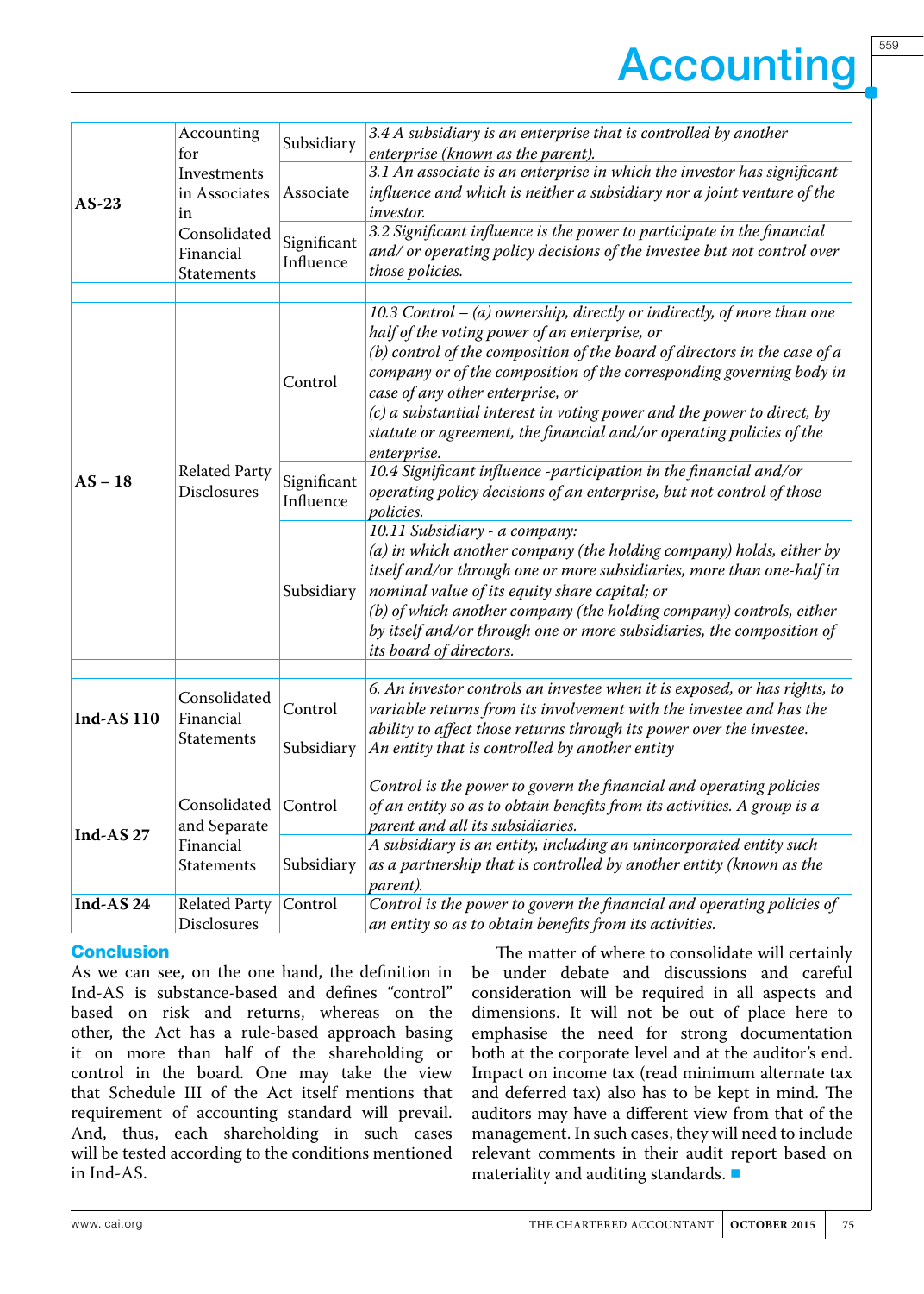| | | | |
|---|---|---|---|
| **AS-23** | Accounting for Investments in Associates in Consolidated Financial Statements | Subsidiary | *3.4 A subsidiary is an enterprise that is controlled by another enterprise (known as the parent).* |
| | | Associate | *3.1 An associate is an enterprise in which the investor has significant influence and which is neither a subsidiary nor a joint venture of the investor.* |
| | | Significant Influence | *3.2 Significant influence is the power to participate in the financial and/ or operating policy decisions of the investee but not control over those policies.* |
| | | | |
| **AS – 18** | Related Party Disclosures | Control | *10.3 Control – (a) ownership, directly or indirectly, of more than one half of the voting power of an enterprise, or (b) control of the composition of the board of directors in the case of a company or of the composition of the corresponding governing body in case of any other enterprise, or (c) a substantial interest in voting power and the power to direct, by statute or agreement, the financial and/or operating policies of the enterprise.* |
| | | Significant Influence | *10.4 Significant influence -participation in the financial and/or operating policy decisions of an enterprise, but not control of those policies.* |
| | | Subsidiary | *10.11 Subsidiary - a company: (a) in which another company (the holding company) holds, either by itself and/or through one or more subsidiaries, more than one-half in nominal value of its equity share capital; or (b) of which another company (the holding company) controls, either by itself and/or through one or more subsidiaries, the composition of its board of directors.* |
| | | | |
| **Ind-AS 110** | Consolidated Financial Statements | Control | *6. An investor controls an investee when it is exposed, or has rights, to variable returns from its involvement with the investee and has the ability to affect those returns through its power over the investee.* |
| | | Subsidiary | *An entity that is controlled by another entity* |
| | | | |
| **Ind-AS 27** | Consolidated and Separate Financial Statements | Control | *Control is the power to govern the financial and operating policies of an entity so as to obtain benefits from its activities. A group is a parent and all its subsidiaries.* |
| | | Subsidiary | *A subsidiary is an entity, including an unincorporated entity such as a partnership that is controlled by another entity (known as the parent).* |
| **Ind-AS 24** | Related Party Disclosures | Control | *Control is the power to govern the financial and operating policies of an entity so as to obtain benefits from its activities.* |

## Conclusion

As we can see, on the one hand, the definition in Ind-AS is substance-based and defines "control" based on risk and returns, whereas on the other, the Act has a rule-based approach basing it on more than half of the shareholding or control in the board. One may take the view that Schedule III of the Act itself mentions that requirement of accounting standard will prevail. And, thus, each shareholding in such cases will be tested according to the conditions mentioned in Ind-AS.

The matter of where to consolidate will certainly be under debate and discussions and careful consideration will be required in all aspects and dimensions. It will not be out of place here to emphasise the need for strong documentation both at the corporate level and at the auditor's end. Impact on income tax (read minimum alternate tax and deferred tax) also has to be kept in mind. The auditors may have a different view from that of the management. In such cases, they will need to include relevant comments in their audit report based on materiality and auditing standards. ■